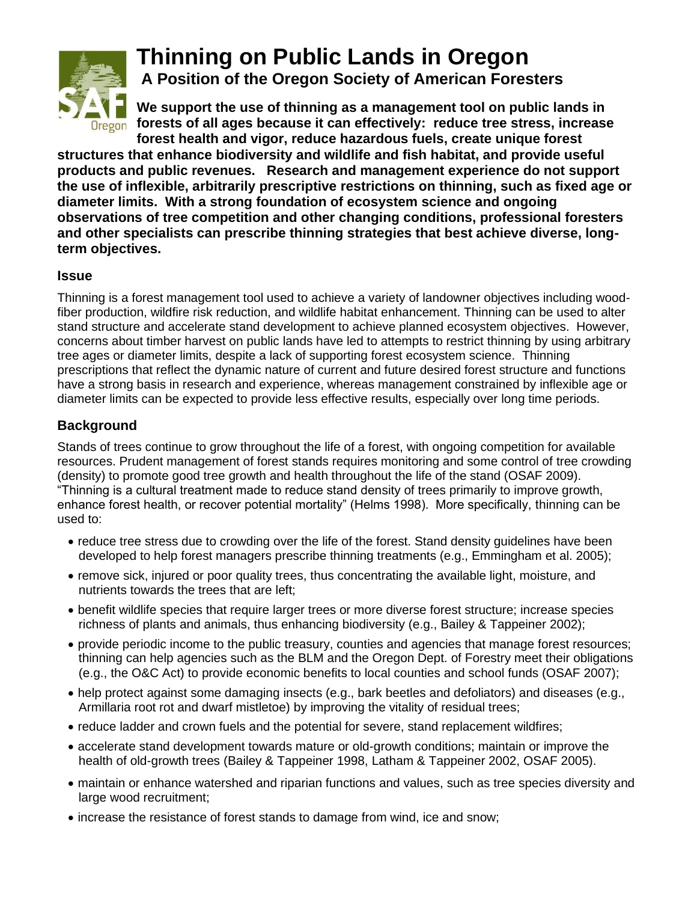# Thinning on Public Lands in Oregon

## A Position of the Oregon Society of American Foresters

**We support the use of thinning as a management tool on public lands in forests of all ages because it can effectively: reduce tree stress, increase forest health and vigor, reduce hazardous fuels, create unique forest structures that enhance biodiversity and wildlife and fish habitat, and provide useful products and public revenues. Research and management experience do not support the use of inflexible, arbitrarily prescriptive restrictions on thinning, such as fixed age or diameter limits. With a strong foundation of ecosystem science and ongoing observations of tree competition and other changing conditions, professional foresters and other specialists can prescribe thinning strategies that best achieve diverse, long-term objectives.**

### Issue

Thinning is a forest management tool used to achieve a variety of landowner objectives including wood-fiber production, wildfire risk reduction, and wildlife habitat enhancement. Thinning can be used to alter stand structure and accelerate stand development to achieve planned ecosystem objectives. However, concerns about timber harvest on public lands have led to attempts to restrict thinning by using arbitrary tree ages or diameter limits, despite a lack of supporting forest ecosystem science. Thinning prescriptions that reflect the dynamic nature of current and future desired forest structure and functions have a strong basis in research and experience, whereas management constrained by inflexible age or diameter limits can be expected to provide less effective results, especially over long time periods.

### Background

Stands of trees continue to grow throughout the life of a forest, with ongoing competition for available resources. Prudent management of forest stands requires monitoring and some control of tree crowding (density) to promote good tree growth and health throughout the life of the stand (OSAF 2009). "Thinning is a cultural treatment made to reduce stand density of trees primarily to improve growth, enhance forest health, or recover potential mortality" (Helms 1998). More specifically, thinning can be used to:

- reduce tree stress due to crowding over the life of the forest. Stand density guidelines have been developed to help forest managers prescribe thinning treatments (e.g., Emmingham et al. 2005);
- remove sick, injured or poor quality trees, thus concentrating the available light, moisture, and nutrients towards the trees that are left;
- benefit wildlife species that require larger trees or more diverse forest structure; increase species richness of plants and animals, thus enhancing biodiversity (e.g., Bailey & Tappeiner 2002);
- provide periodic income to the public treasury, counties and agencies that manage forest resources; thinning can help agencies such as the BLM and the Oregon Dept. of Forestry meet their obligations (e.g., the O&C Act) to provide economic benefits to local counties and school funds (OSAF 2007);
- help protect against some damaging insects (e.g., bark beetles and defoliators) and diseases (e.g., Armillaria root rot and dwarf mistletoe) by improving the vitality of residual trees;
- reduce ladder and crown fuels and the potential for severe, stand replacement wildfires;
- accelerate stand development towards mature or old-growth conditions; maintain or improve the health of old-growth trees (Bailey & Tappeiner 1998, Latham & Tappeiner 2002, OSAF 2005).
- maintain or enhance watershed and riparian functions and values, such as tree species diversity and large wood recruitment;
- increase the resistance of forest stands to damage from wind, ice and snow;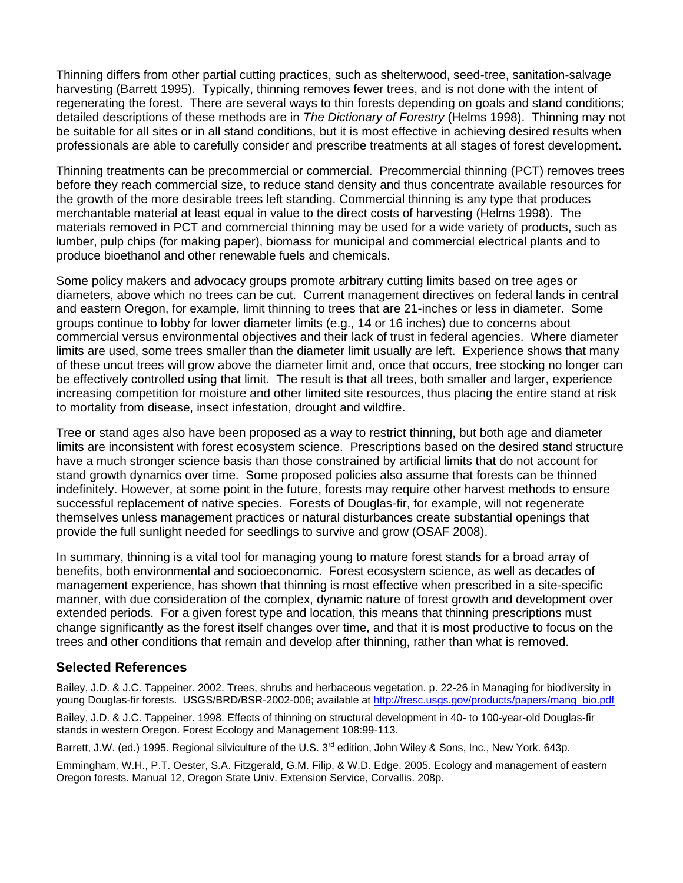Thinning differs from other partial cutting practices, such as shelterwood, seed-tree, sanitation-salvage harvesting (Barrett 1995). Typically, thinning removes fewer trees, and is not done with the intent of regenerating the forest. There are several ways to thin forests depending on goals and stand conditions; detailed descriptions of these methods are in *The Dictionary of Forestry* (Helms 1998). Thinning may not be suitable for all sites or in all stand conditions, but it is most effective in achieving desired results when professionals are able to carefully consider and prescribe treatments at all stages of forest development.

Thinning treatments can be precommercial or commercial. Precommercial thinning (PCT) removes trees before they reach commercial size, to reduce stand density and thus concentrate available resources for the growth of the more desirable trees left standing. Commercial thinning is any type that produces merchantable material at least equal in value to the direct costs of harvesting (Helms 1998). The materials removed in PCT and commercial thinning may be used for a wide variety of products, such as lumber, pulp chips (for making paper), biomass for municipal and commercial electrical plants and to produce bioethanol and other renewable fuels and chemicals.

Some policy makers and advocacy groups promote arbitrary cutting limits based on tree ages or diameters, above which no trees can be cut. Current management directives on federal lands in central and eastern Oregon, for example, limit thinning to trees that are 21-inches or less in diameter. Some groups continue to lobby for lower diameter limits (e.g., 14 or 16 inches) due to concerns about commercial versus environmental objectives and their lack of trust in federal agencies. Where diameter limits are used, some trees smaller than the diameter limit usually are left. Experience shows that many of these uncut trees will grow above the diameter limit and, once that occurs, tree stocking no longer can be effectively controlled using that limit. The result is that all trees, both smaller and larger, experience increasing competition for moisture and other limited site resources, thus placing the entire stand at risk to mortality from disease, insect infestation, drought and wildfire.

Tree or stand ages also have been proposed as a way to restrict thinning, but both age and diameter limits are inconsistent with forest ecosystem science. Prescriptions based on the desired stand structure have a much stronger science basis than those constrained by artificial limits that do not account for stand growth dynamics over time. Some proposed policies also assume that forests can be thinned indefinitely. However, at some point in the future, forests may require other harvest methods to ensure successful replacement of native species. Forests of Douglas-fir, for example, will not regenerate themselves unless management practices or natural disturbances create substantial openings that provide the full sunlight needed for seedlings to survive and grow (OSAF 2008).

In summary, thinning is a vital tool for managing young to mature forest stands for a broad array of benefits, both environmental and socioeconomic. Forest ecosystem science, as well as decades of management experience, has shown that thinning is most effective when prescribed in a site-specific manner, with due consideration of the complex, dynamic nature of forest growth and development over extended periods. For a given forest type and location, this means that thinning prescriptions must change significantly as the forest itself changes over time, and that it is most productive to focus on the trees and other conditions that remain and develop after thinning, rather than what is removed.

## Selected References

Bailey, J.D. & J.C. Tappeiner. 2002. Trees, shrubs and herbaceous vegetation. p. 22-26 in Managing for biodiversity in young Douglas-fir forests. USGS/BRD/BSR-2002-006; available at http://fresc.usgs.gov/products/papers/mang_bio.pdf

Bailey, J.D. & J.C. Tappeiner. 1998. Effects of thinning on structural development in 40- to 100-year-old Douglas-fir stands in western Oregon. Forest Ecology and Management 108:99-113.

Barrett, J.W. (ed.) 1995. Regional silviculture of the U.S. 3rd edition, John Wiley & Sons, Inc., New York. 643p.

Emmingham, W.H., P.T. Oester, S.A. Fitzgerald, G.M. Filip, & W.D. Edge. 2005. Ecology and management of eastern Oregon forests. Manual 12, Oregon State Univ. Extension Service, Corvallis. 208p.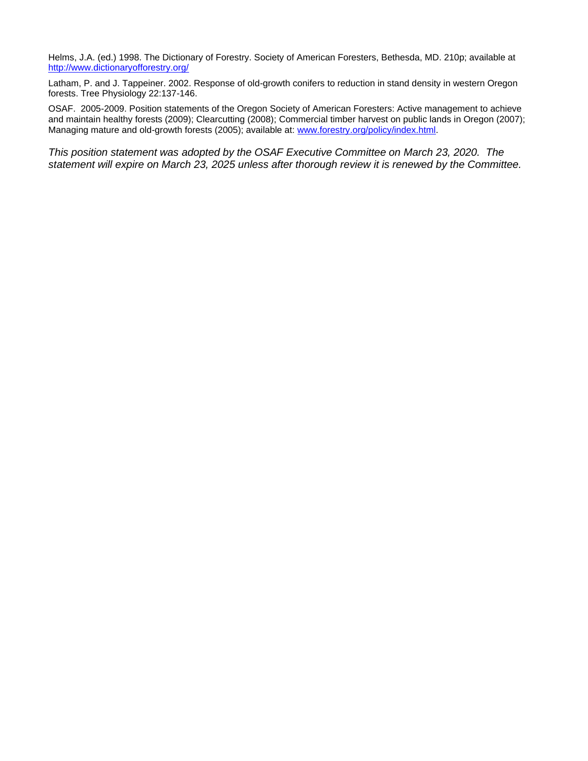Helms, J.A. (ed.) 1998. The Dictionary of Forestry. Society of American Foresters, Bethesda, MD. 210p; available at [http://www.dictionaryofforestry.org/](http://www.dictionaryofforestry.org/)

Latham, P. and J. Tappeiner. 2002. Response of old-growth conifers to reduction in stand density in western Oregon forests. Tree Physiology 22:137-146.

OSAF. 2005-2009. Position statements of the Oregon Society of American Foresters: Active management to achieve and maintain healthy forests (2009); Clearcutting (2008); Commercial timber harvest on public lands in Oregon (2007); Managing mature and old-growth forests (2005); available at: [www.forestry.org/policy/index.html](www.forestry.org/policy/index.html).

*This position statement was adopted by the OSAF Executive Committee on March 23, 2020. The statement will expire on March 23, 2025 unless after thorough review it is renewed by the Committee.*